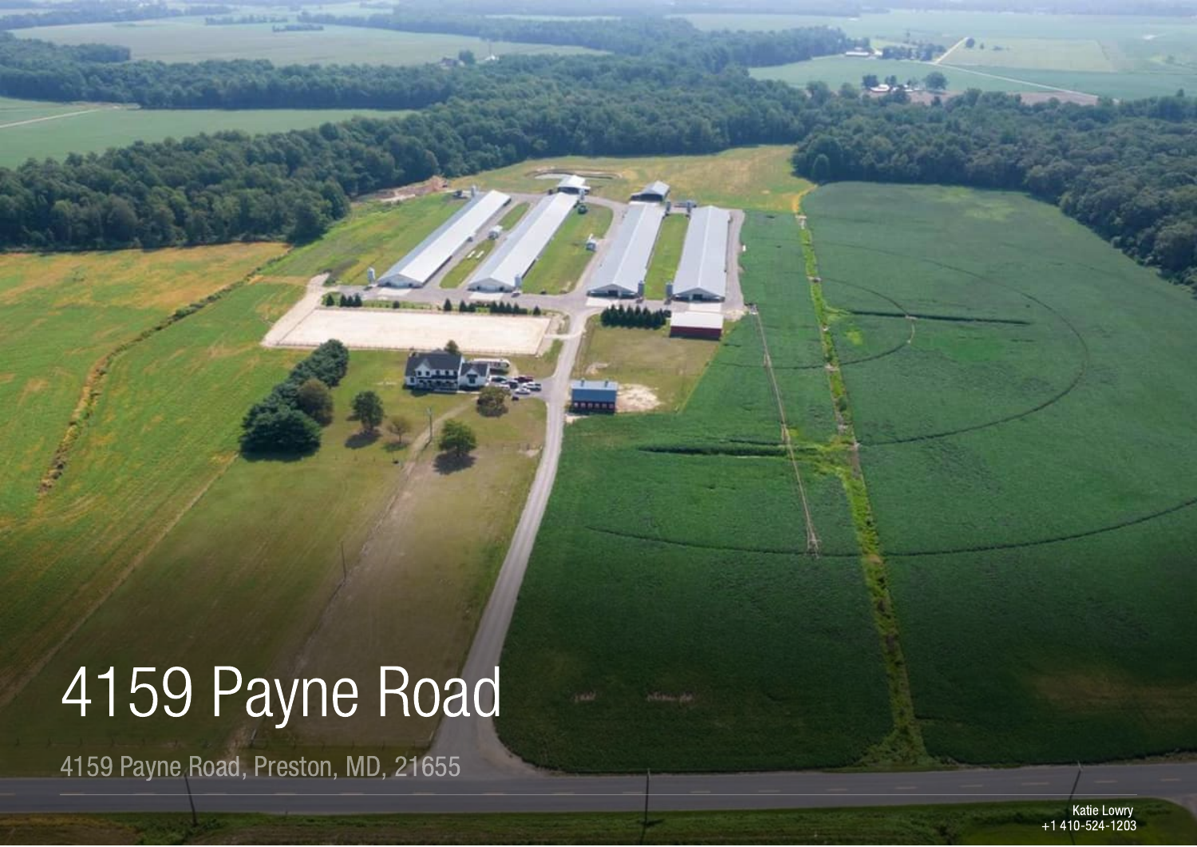# 4159 Payne Road

4159 Payne Road, Preston, MD, 21655

Katie Lowry
+1 410-524-1203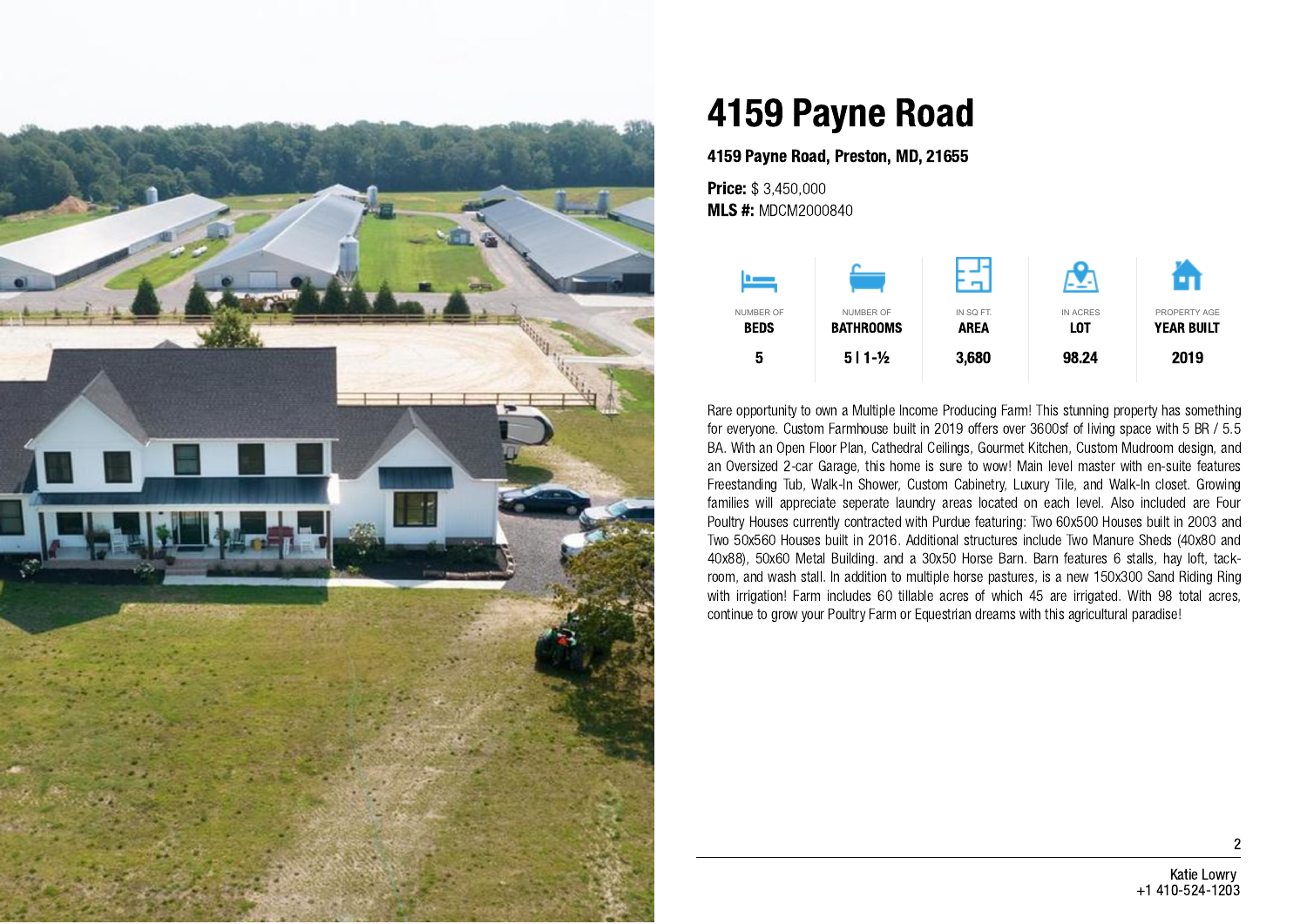# 4159 Payne Road

**4159 Payne Road, Preston, MD, 21655**

**Price:** $ 3,450,000
**MLS #:** MDCM2000840

| NUMBER OF **BEDS** | NUMBER OF **BATHROOMS** | IN SQ FT. **AREA** | IN ACRES **LOT** | PROPERTY AGE **YEAR BUILT** |
|---|---|---|---|---|
| 5 | 5 \| 1-½ | 3,680 | 98.24 | 2019 |

Rare opportunity to own a Multiple Income Producing Farm! This stunning property has something for everyone. Custom Farmhouse built in 2019 offers over 3600sf of living space with 5 BR / 5.5 BA. With an Open Floor Plan, Cathedral Ceilings, Gourmet Kitchen, Custom Mudroom design, and an Oversized 2-car Garage, this home is sure to wow! Main level master with en-suite features Freestanding Tub, Walk-In Shower, Custom Cabinetry, Luxury Tile, and Walk-In closet. Growing families will appreciate seperate laundry areas located on each level. Also included are Four Poultry Houses currently contracted with Purdue featuring: Two 60x500 Houses built in 2003 and Two 50x560 Houses built in 2016. Additional structures include Two Manure Sheds (40x80 and 40x88), 50x60 Metal Building. and a 30x50 Horse Barn. Barn features 6 stalls, hay loft, tack-room, and wash stall. In addition to multiple horse pastures, is a new 150x300 Sand Riding Ring with irrigation! Farm includes 60 tillable acres of which 45 are irrigated. With 98 total acres, continue to grow your Poultry Farm or Equestrian dreams with this agricultural paradise!

Katie Lowry
+1 410-524-1203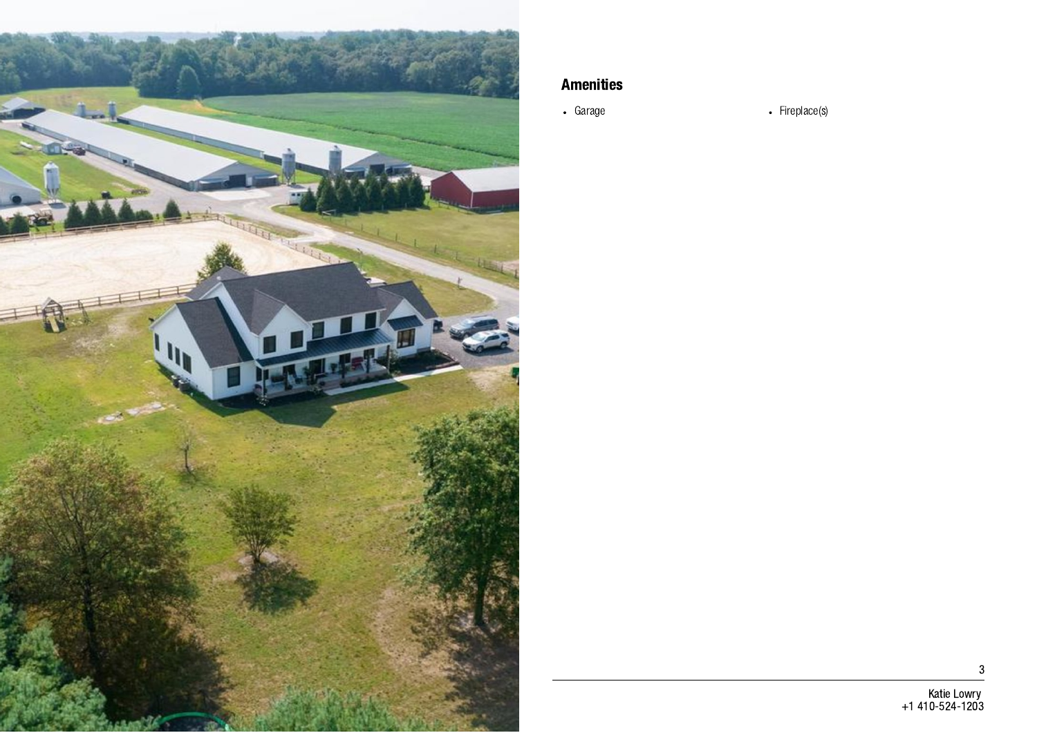## Amenities

- Garage
- Fireplace(s)

Katie Lowry
+1 410-524-1203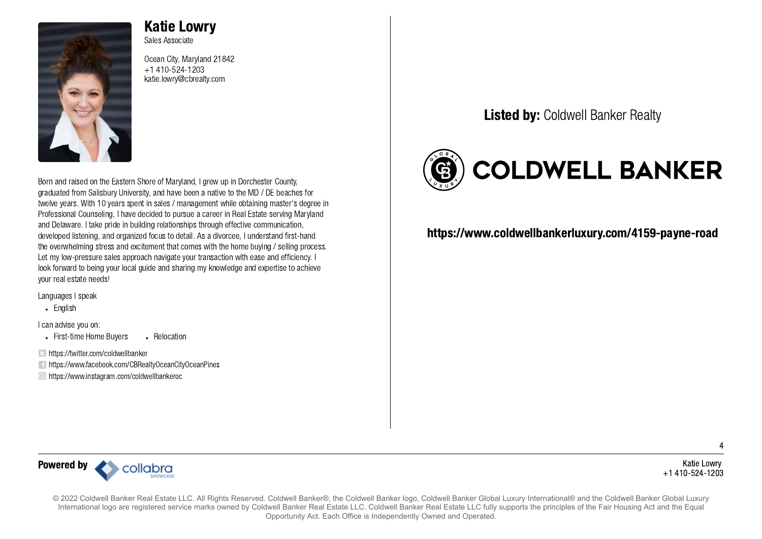# Katie Lowry

Sales Associate

Ocean City, Maryland 21842
+1 410-524-1203
katie.lowry@cbrealty.com

Born and raised on the Eastern Shore of Maryland, I grew up in Dorchester County, graduated from Salisbury University, and have been a native to the MD / DE beaches for twelve years. With 10 years spent in sales / management while obtaining master's degree in Professional Counseling, I have decided to pursue a career in Real Estate serving Maryland and Delaware. I take pride in building relationships through effective communication, developed listening, and organized focus to detail. As a divorcee, I understand first-hand the overwhelming stress and excitement that comes with the home buying / selling process. Let my low-pressure sales approach navigate your transaction with ease and efficiency. I look forward to being your local guide and sharing my knowledge and expertise to achieve your real estate needs!

Languages I speak

- English

I can advise you on:

- First-time Home Buyers
- Relocation

https://twitter.com/coldwellbanker
https://www.facebook.com/CBRealtyOceanCityOceanPines
https://www.instagram.com/coldwellbankeroc

**Listed by:** Coldwell Banker Realty

COLDWELL BANKER

**https://www.coldwellbankerluxury.com/4159-payne-road**

**Powered by** collabra SHOWCASE

Katie Lowry
+1 410-524-1203

© 2022 Coldwell Banker Real Estate LLC. All Rights Reserved. Coldwell Banker®, the Coldwell Banker logo, Coldwell Banker Global Luxury International® and the Coldwell Banker Global Luxury International logo are registered service marks owned by Coldwell Banker Real Estate LLC. Coldwell Banker Real Estate LLC fully supports the principles of the Fair Housing Act and the Equal Opportunity Act. Each Office is Independently Owned and Operated.